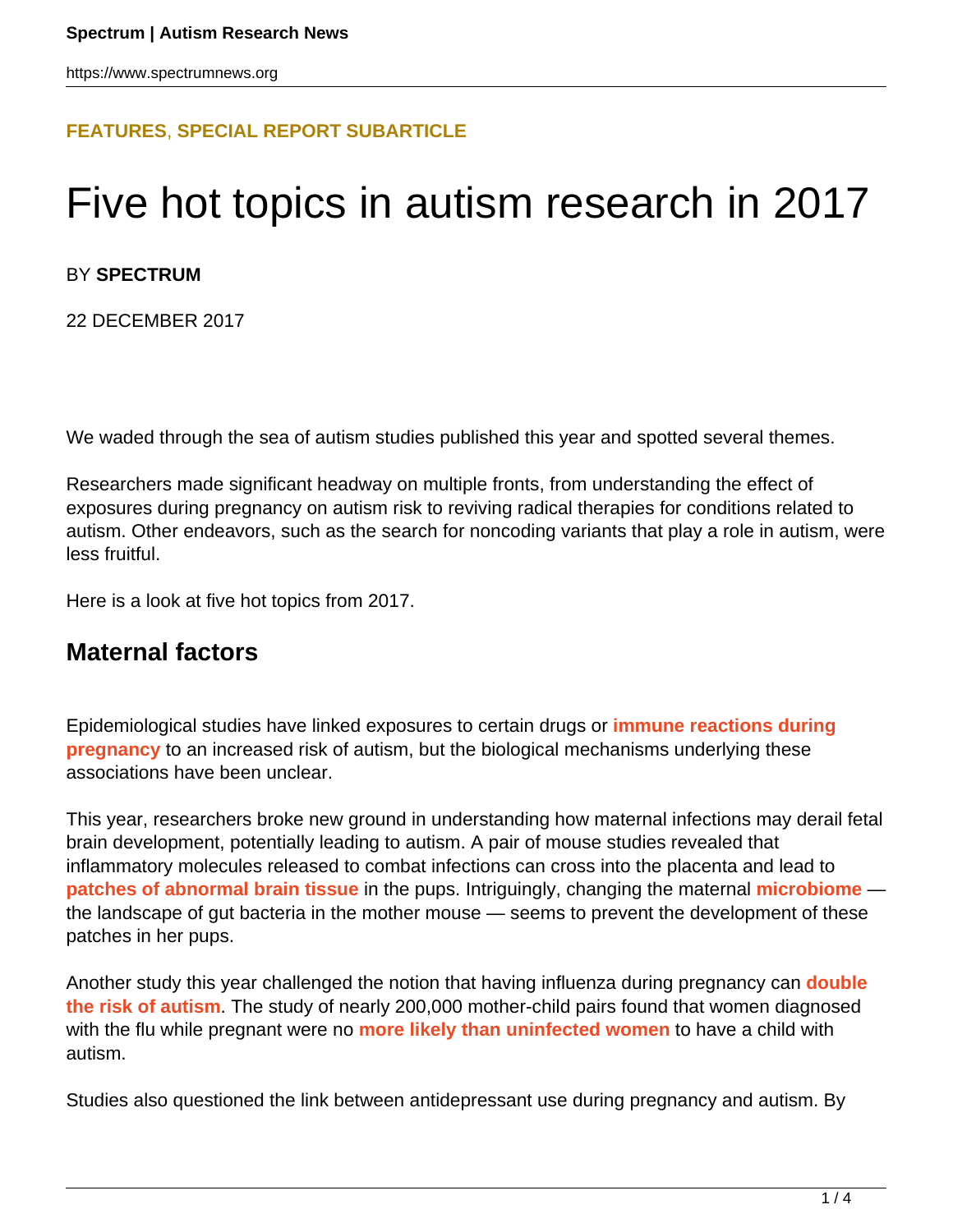**FEATURES**, **SPECIAL REPORT SUBARTICLE**

# Five hot topics in autism research in 2017

BY **SPECTRUM**

22 DECEMBER 2017

We waded through the sea of autism studies published this year and spotted several themes.

Researchers made significant headway on multiple fronts, from understanding the effect of exposures during pregnancy on autism risk to reviving radical therapies for conditions related to autism. Other endeavors, such as the search for noncoding variants that play a role in autism, were less fruitful.

Here is a look at five hot topics from 2017.

## Maternal factors

Epidemiological studies have linked exposures to certain drugs or **immune reactions during pregnancy** to an increased risk of autism, but the biological mechanisms underlying these associations have been unclear.

This year, researchers broke new ground in understanding how maternal infections may derail fetal brain development, potentially leading to autism. A pair of mouse studies revealed that inflammatory molecules released to combat infections can cross into the placenta and lead to **patches of abnormal brain tissue** in the pups. Intriguingly, changing the maternal **microbiome** — the landscape of gut bacteria in the mother mouse — seems to prevent the development of these patches in her pups.

Another study this year challenged the notion that having influenza during pregnancy can **double the risk of autism**. The study of nearly 200,000 mother-child pairs found that women diagnosed with the flu while pregnant were no **more likely than uninfected women** to have a child with autism.

Studies also questioned the link between antidepressant use during pregnancy and autism. By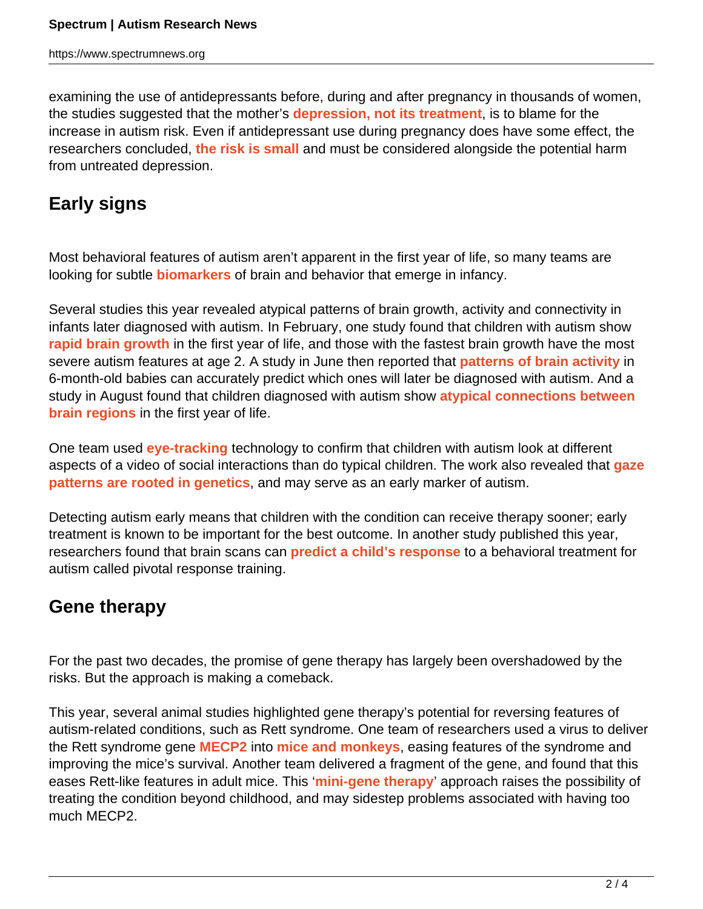examining the use of antidepressants before, during and after pregnancy in thousands of women, the studies suggested that the mother's **depression, not its treatment**, is to blame for the increase in autism risk. Even if antidepressant use during pregnancy does have some effect, the researchers concluded, **the risk is small** and must be considered alongside the potential harm from untreated depression.

## Early signs

Most behavioral features of autism aren't apparent in the first year of life, so many teams are looking for subtle **biomarkers** of brain and behavior that emerge in infancy.

Several studies this year revealed atypical patterns of brain growth, activity and connectivity in infants later diagnosed with autism. In February, one study found that children with autism show **rapid brain growth** in the first year of life, and those with the fastest brain growth have the most severe autism features at age 2. A study in June then reported that **patterns of brain activity** in 6-month-old babies can accurately predict which ones will later be diagnosed with autism. And a study in August found that children diagnosed with autism show **atypical connections between brain regions** in the first year of life.

One team used **eye-tracking** technology to confirm that children with autism look at different aspects of a video of social interactions than do typical children. The work also revealed that **gaze patterns are rooted in genetics**, and may serve as an early marker of autism.

Detecting autism early means that children with the condition can receive therapy sooner; early treatment is known to be important for the best outcome. In another study published this year, researchers found that brain scans can **predict a child's response** to a behavioral treatment for autism called pivotal response training.

## Gene therapy

For the past two decades, the promise of gene therapy has largely been overshadowed by the risks. But the approach is making a comeback.

This year, several animal studies highlighted gene therapy's potential for reversing features of autism-related conditions, such as Rett syndrome. One team of researchers used a virus to deliver the Rett syndrome gene **MECP2** into **mice and monkeys**, easing features of the syndrome and improving the mice's survival. Another team delivered a fragment of the gene, and found that this eases Rett-like features in adult mice. This '**mini-gene therapy**' approach raises the possibility of treating the condition beyond childhood, and may sidestep problems associated with having too much MECP2.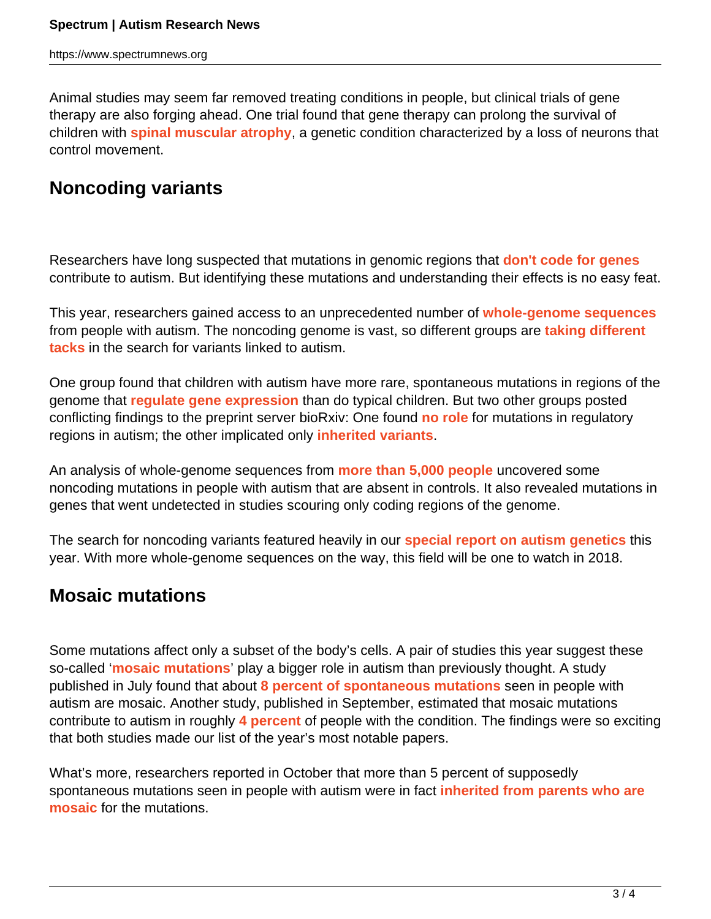Animal studies may seem far removed treating conditions in people, but clinical trials of gene therapy are also forging ahead. One trial found that gene therapy can prolong the survival of children with **spinal muscular atrophy**, a genetic condition characterized by a loss of neurons that control movement.

## Noncoding variants

Researchers have long suspected that mutations in genomic regions that **don't code for genes** contribute to autism. But identifying these mutations and understanding their effects is no easy feat.

This year, researchers gained access to an unprecedented number of **whole-genome sequences** from people with autism. The noncoding genome is vast, so different groups are **taking different tacks** in the search for variants linked to autism.

One group found that children with autism have more rare, spontaneous mutations in regions of the genome that **regulate gene expression** than do typical children. But two other groups posted conflicting findings to the preprint server bioRxiv: One found **no role** for mutations in regulatory regions in autism; the other implicated only **inherited variants**.

An analysis of whole-genome sequences from **more than 5,000 people** uncovered some noncoding mutations in people with autism that are absent in controls. It also revealed mutations in genes that went undetected in studies scouring only coding regions of the genome.

The search for noncoding variants featured heavily in our **special report on autism genetics** this year. With more whole-genome sequences on the way, this field will be one to watch in 2018.

## Mosaic mutations

Some mutations affect only a subset of the body's cells. A pair of studies this year suggest these so-called '**mosaic mutations**' play a bigger role in autism than previously thought. A study published in July found that about **8 percent of spontaneous mutations** seen in people with autism are mosaic. Another study, published in September, estimated that mosaic mutations contribute to autism in roughly **4 percent** of people with the condition. The findings were so exciting that both studies made our list of the year's most notable papers.

What's more, researchers reported in October that more than 5 percent of supposedly spontaneous mutations seen in people with autism were in fact **inherited from parents who are mosaic** for the mutations.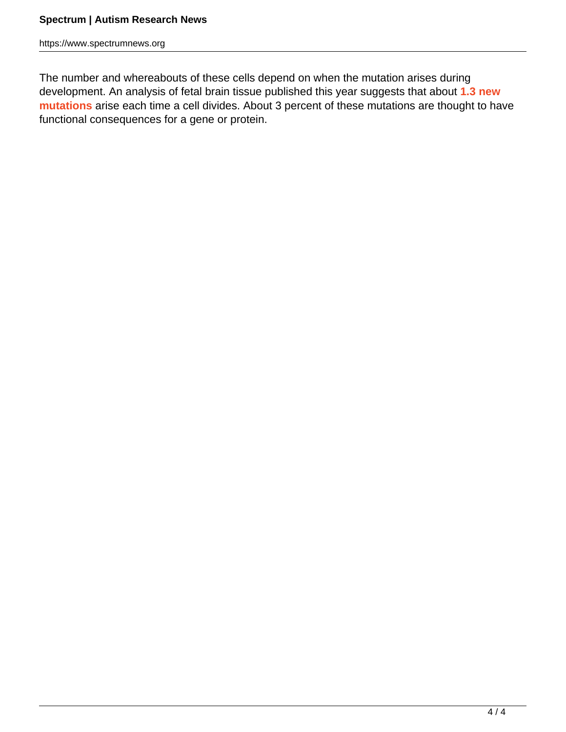The number and whereabouts of these cells depend on when the mutation arises during development. An analysis of fetal brain tissue published this year suggests that about **1.3 new mutations** arise each time a cell divides. About 3 percent of these mutations are thought to have functional consequences for a gene or protein.